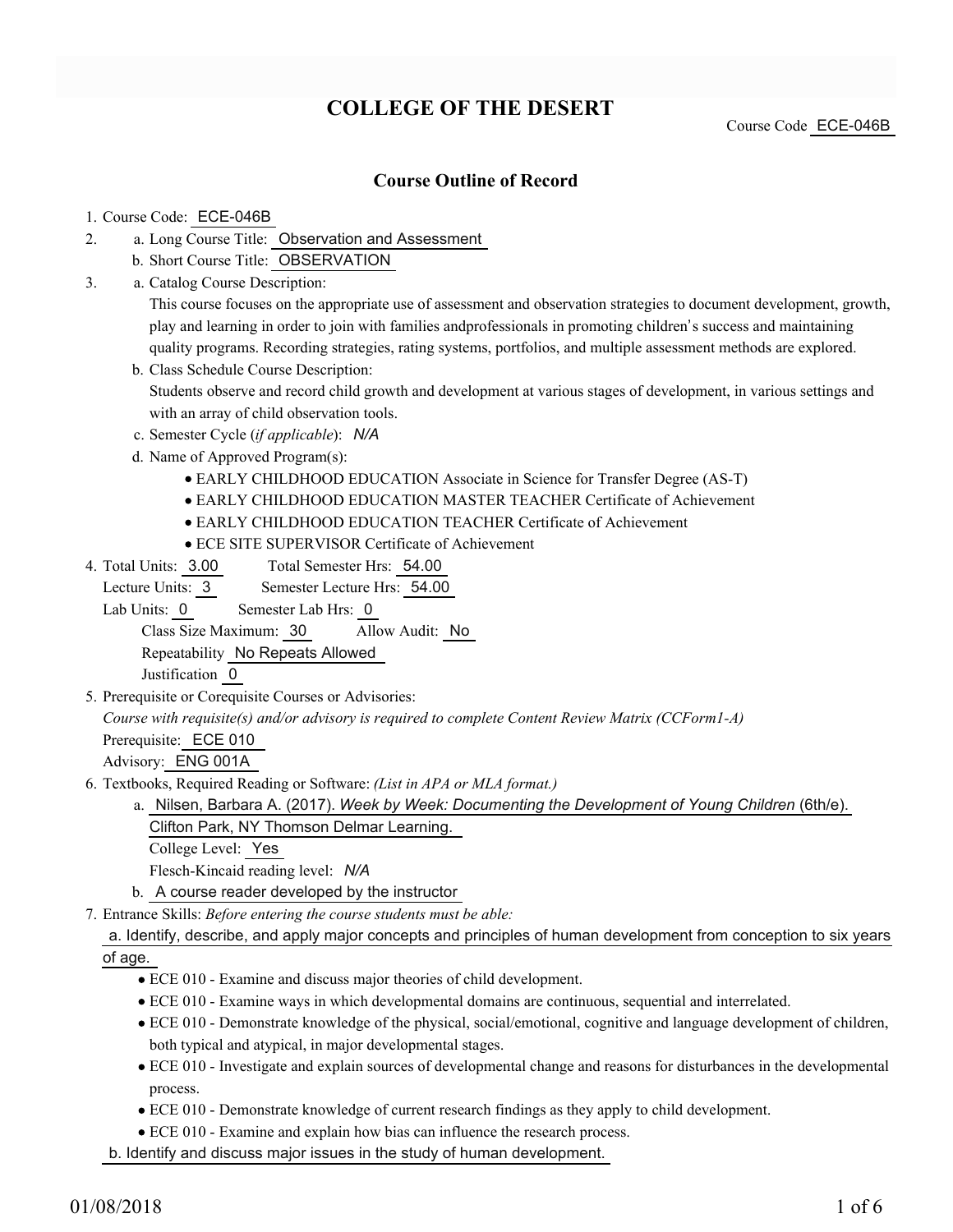# COLLEGE OF THE DESERT

Course Code ECE-046B

## Course Outline of Record

1. Course Code: ECE-046B
2. a. Long Course Title: Observation and Assessment
   b. Short Course Title: OBSERVATION
3. a. Catalog Course Description:
   This course focuses on the appropriate use of assessment and observation strategies to document development, growth, play and learning in order to join with families andprofessionals in promoting children's success and maintaining quality programs. Recording strategies, rating systems, portfolios, and multiple assessment methods are explored.
   b. Class Schedule Course Description:
   Students observe and record child growth and development at various stages of development, in various settings and with an array of child observation tools.
   c. Semester Cycle (*if applicable*): *N/A*
   d. Name of Approved Program(s):
      - EARLY CHILDHOOD EDUCATION Associate in Science for Transfer Degree (AS-T)
      - EARLY CHILDHOOD EDUCATION MASTER TEACHER Certificate of Achievement
      - EARLY CHILDHOOD EDUCATION TEACHER Certificate of Achievement
      - ECE SITE SUPERVISOR Certificate of Achievement
4. Total Units: 3.00 Total Semester Hrs: 54.00
   Lecture Units: 3 Semester Lecture Hrs: 54.00
   Lab Units: 0 Semester Lab Hrs: 0
   Class Size Maximum: 30 Allow Audit: No
   Repeatability No Repeats Allowed
   Justification 0
5. Prerequisite or Corequisite Courses or Advisories:
   *Course with requisite(s) and/or advisory is required to complete Content Review Matrix (CCForm1-A)*
   Prerequisite: ECE 010
   Advisory: ENG 001A
6. Textbooks, Required Reading or Software: *(List in APA or MLA format.)*
   a. Nilsen, Barbara A. (2017). *Week by Week: Documenting the Development of Young Children* (6th/e). Clifton Park, NY Thomson Delmar Learning.
      College Level: Yes
      Flesch-Kincaid reading level: *N/A*
   b. A course reader developed by the instructor
7. Entrance Skills: *Before entering the course students must be able:*
   a. Identify, describe, and apply major concepts and principles of human development from conception to six years of age.
      - ECE 010 - Examine and discuss major theories of child development.
      - ECE 010 - Examine ways in which developmental domains are continuous, sequential and interrelated.
      - ECE 010 - Demonstrate knowledge of the physical, social/emotional, cognitive and language development of children, both typical and atypical, in major developmental stages.
      - ECE 010 - Investigate and explain sources of developmental change and reasons for disturbances in the developmental process.
      - ECE 010 - Demonstrate knowledge of current research findings as they apply to child development.
      - ECE 010 - Examine and explain how bias can influence the research process.

   b. Identify and discuss major issues in the study of human development.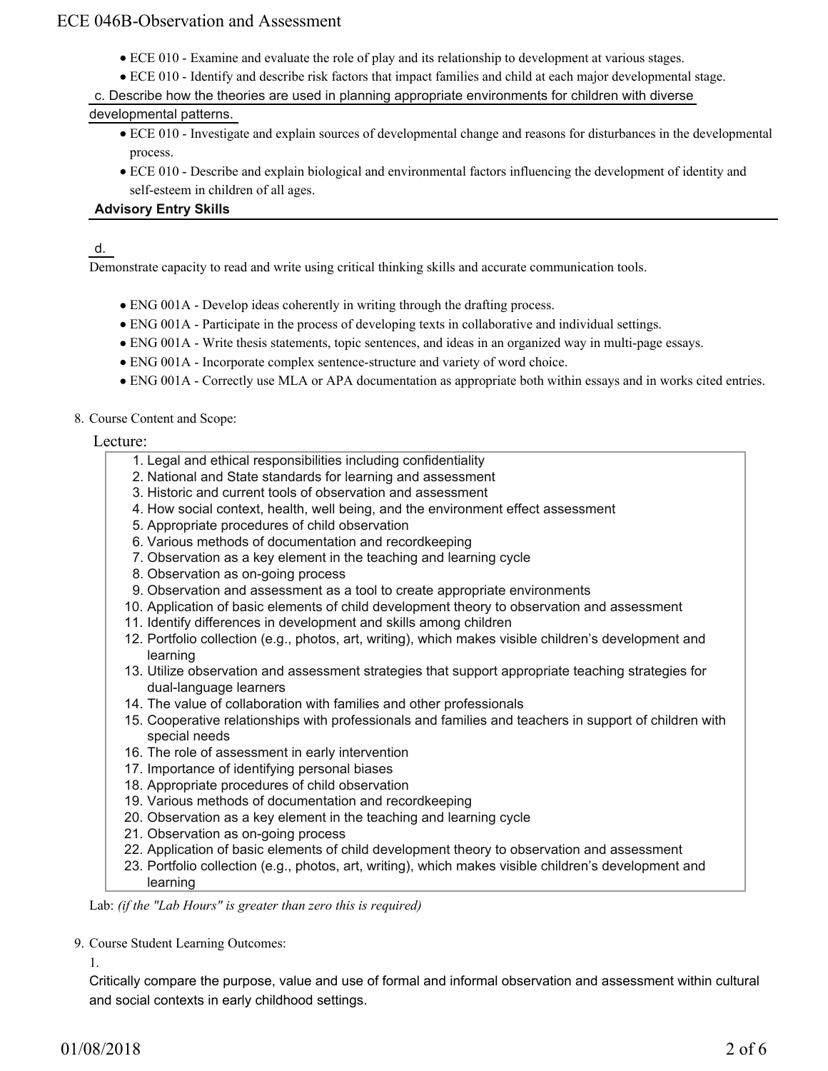- ECE 010 - Examine and evaluate the role of play and its relationship to development at various stages.
- ECE 010 - Identify and describe risk factors that impact families and child at each major developmental stage.

c. Describe how the theories are used in planning appropriate environments for children with diverse developmental patterns.

- ECE 010 - Investigate and explain sources of developmental change and reasons for disturbances in the developmental process.
- ECE 010 - Describe and explain biological and environmental factors influencing the development of identity and self-esteem in children of all ages.

**Advisory Entry Skills**

d.

Demonstrate capacity to read and write using critical thinking skills and accurate communication tools.

- ENG 001A - Develop ideas coherently in writing through the drafting process.
- ENG 001A - Participate in the process of developing texts in collaborative and individual settings.
- ENG 001A - Write thesis statements, topic sentences, and ideas in an organized way in multi-page essays.
- ENG 001A - Incorporate complex sentence-structure and variety of word choice.
- ENG 001A - Correctly use MLA or APA documentation as appropriate both within essays and in works cited entries.

8. Course Content and Scope:

Lecture:

1. Legal and ethical responsibilities including confidentiality
2. National and State standards for learning and assessment
3. Historic and current tools of observation and assessment
4. How social context, health, well being, and the environment effect assessment
5. Appropriate procedures of child observation
6. Various methods of documentation and recordkeeping
7. Observation as a key element in the teaching and learning cycle
8. Observation as on-going process
9. Observation and assessment as a tool to create appropriate environments
10. Application of basic elements of child development theory to observation and assessment
11. Identify differences in development and skills among children
12. Portfolio collection (e.g., photos, art, writing), which makes visible children's development and learning
13. Utilize observation and assessment strategies that support appropriate teaching strategies for dual-language learners
14. The value of collaboration with families and other professionals
15. Cooperative relationships with professionals and families and teachers in support of children with special needs
16. The role of assessment in early intervention
17. Importance of identifying personal biases
18. Appropriate procedures of child observation
19. Various methods of documentation and recordkeeping
20. Observation as a key element in the teaching and learning cycle
21. Observation as on-going process
22. Application of basic elements of child development theory to observation and assessment
23. Portfolio collection (e.g., photos, art, writing), which makes visible children's development and learning

Lab: *(if the "Lab Hours" is greater than zero this is required)*

9. Course Student Learning Outcomes:

1.

Critically compare the purpose, value and use of formal and informal observation and assessment within cultural and social contexts in early childhood settings.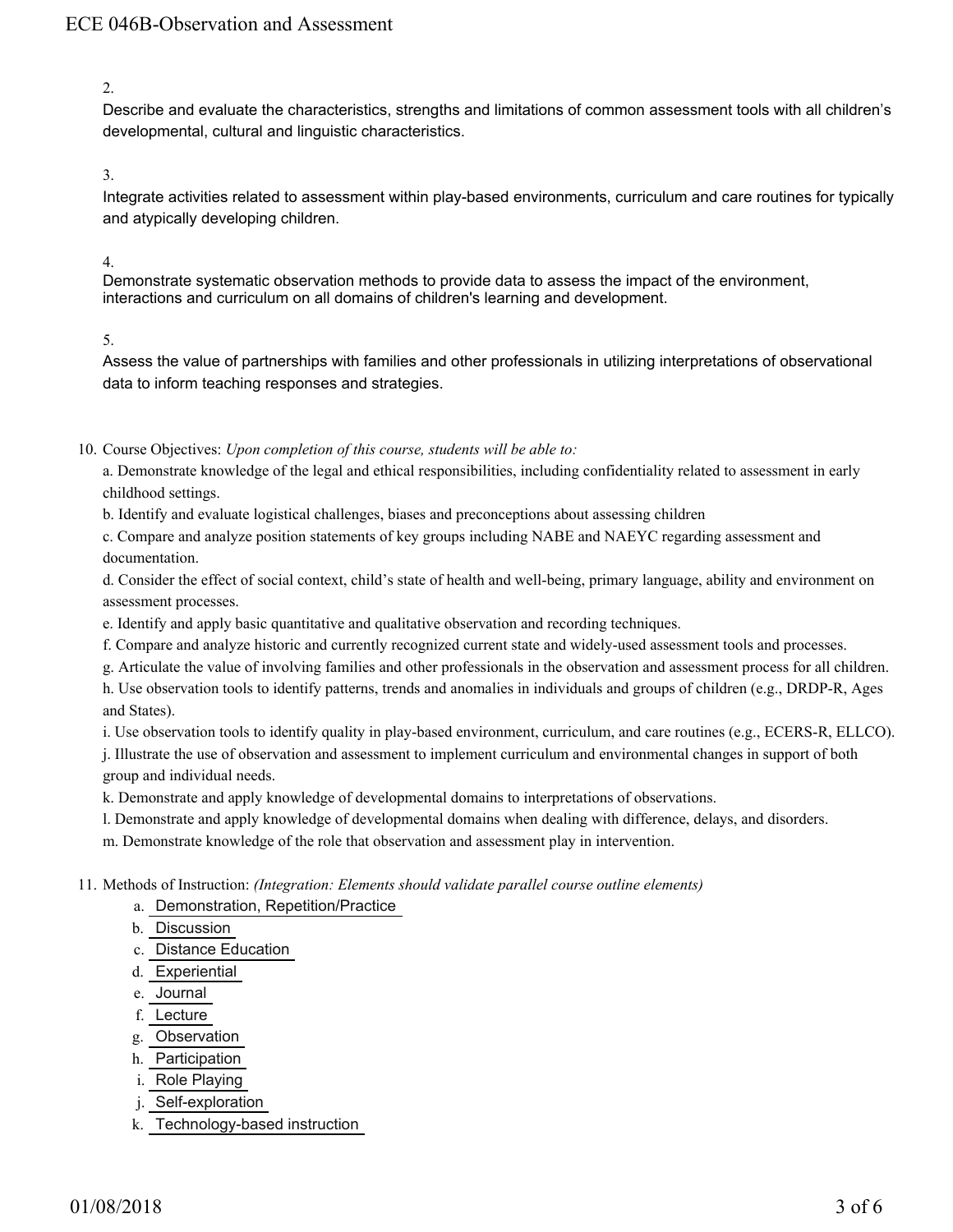2.

Describe and evaluate the characteristics, strengths and limitations of common assessment tools with all children's developmental, cultural and linguistic characteristics.

3.

Integrate activities related to assessment within play-based environments, curriculum and care routines for typically and atypically developing children.

4.

Demonstrate systematic observation methods to provide data to assess the impact of the environment, interactions and curriculum on all domains of children's learning and development.

5.

Assess the value of partnerships with families and other professionals in utilizing interpretations of observational data to inform teaching responses and strategies.

10. Course Objectives: *Upon completion of this course, students will be able to:*

    a. Demonstrate knowledge of the legal and ethical responsibilities, including confidentiality related to assessment in early childhood settings.

    b. Identify and evaluate logistical challenges, biases and preconceptions about assessing children

    c. Compare and analyze position statements of key groups including NABE and NAEYC regarding assessment and documentation.

    d. Consider the effect of social context, child's state of health and well-being, primary language, ability and environment on assessment processes.

    e. Identify and apply basic quantitative and qualitative observation and recording techniques.

    f. Compare and analyze historic and currently recognized current state and widely-used assessment tools and processes.

    g. Articulate the value of involving families and other professionals in the observation and assessment process for all children.

    h. Use observation tools to identify patterns, trends and anomalies in individuals and groups of children (e.g., DRDP-R, Ages and States).

    i. Use observation tools to identify quality in play-based environment, curriculum, and care routines (e.g., ECERS-R, ELLCO).

    j. Illustrate the use of observation and assessment to implement curriculum and environmental changes in support of both group and individual needs.

    k. Demonstrate and apply knowledge of developmental domains to interpretations of observations.

    l. Demonstrate and apply knowledge of developmental domains when dealing with difference, delays, and disorders.

    m. Demonstrate knowledge of the role that observation and assessment play in intervention.

11. Methods of Instruction: *(Integration: Elements should validate parallel course outline elements)*

    a. Demonstration, Repetition/Practice
    b. Discussion
    c. Distance Education
    d. Experiential
    e. Journal
    f. Lecture
    g. Observation
    h. Participation
    i. Role Playing
    j. Self-exploration
    k. Technology-based instruction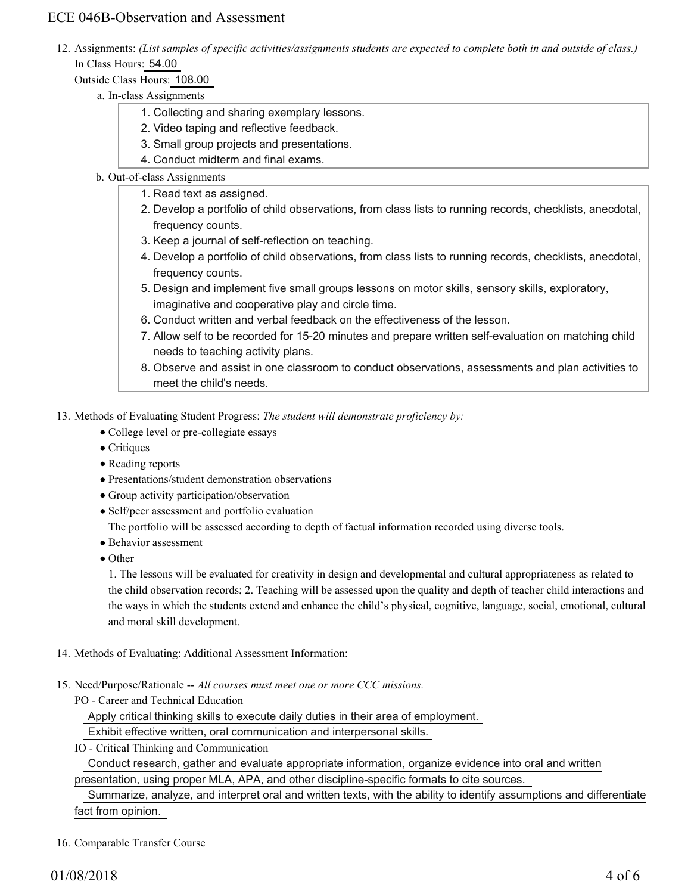12. Assignments: *(List samples of specific activities/assignments students are expected to complete both in and outside of class.)*
   In Class Hours: 54.00
   Outside Class Hours: 108.00

   a. In-class Assignments

      1. Collecting and sharing exemplary lessons.
      2. Video taping and reflective feedback.
      3. Small group projects and presentations.
      4. Conduct midterm and final exams.

   b. Out-of-class Assignments

      1. Read text as assigned.
      2. Develop a portfolio of child observations, from class lists to running records, checklists, anecdotal, frequency counts.
      3. Keep a journal of self-reflection on teaching.
      4. Develop a portfolio of child observations, from class lists to running records, checklists, anecdotal, frequency counts.
      5. Design and implement five small groups lessons on motor skills, sensory skills, exploratory, imaginative and cooperative play and circle time.
      6. Conduct written and verbal feedback on the effectiveness of the lesson.
      7. Allow self to be recorded for 15-20 minutes and prepare written self-evaluation on matching child needs to teaching activity plans.
      8. Observe and assist in one classroom to conduct observations, assessments and plan activities to meet the child's needs.

13. Methods of Evaluating Student Progress: *The student will demonstrate proficiency by:*

   - College level or pre-collegiate essays
   - Critiques
   - Reading reports
   - Presentations/student demonstration observations
   - Group activity participation/observation
   - Self/peer assessment and portfolio evaluation
     The portfolio will be assessed according to depth of factual information recorded using diverse tools.
   - Behavior assessment
   - Other
     1. The lessons will be evaluated for creativity in design and developmental and cultural appropriateness as related to the child observation records; 2. Teaching will be assessed upon the quality and depth of teacher child interactions and the ways in which the students extend and enhance the child's physical, cognitive, language, social, emotional, cultural and moral skill development.

14. Methods of Evaluating: Additional Assessment Information:

15. Need/Purpose/Rationale -- *All courses must meet one or more CCC missions.*
   PO - Career and Technical Education
   Apply critical thinking skills to execute daily duties in their area of employment.
   Exhibit effective written, oral communication and interpersonal skills.
   IO - Critical Thinking and Communication
   Conduct research, gather and evaluate appropriate information, organize evidence into oral and written presentation, using proper MLA, APA, and other discipline-specific formats to cite sources.
   Summarize, analyze, and interpret oral and written texts, with the ability to identify assumptions and differentiate fact from opinion.

16. Comparable Transfer Course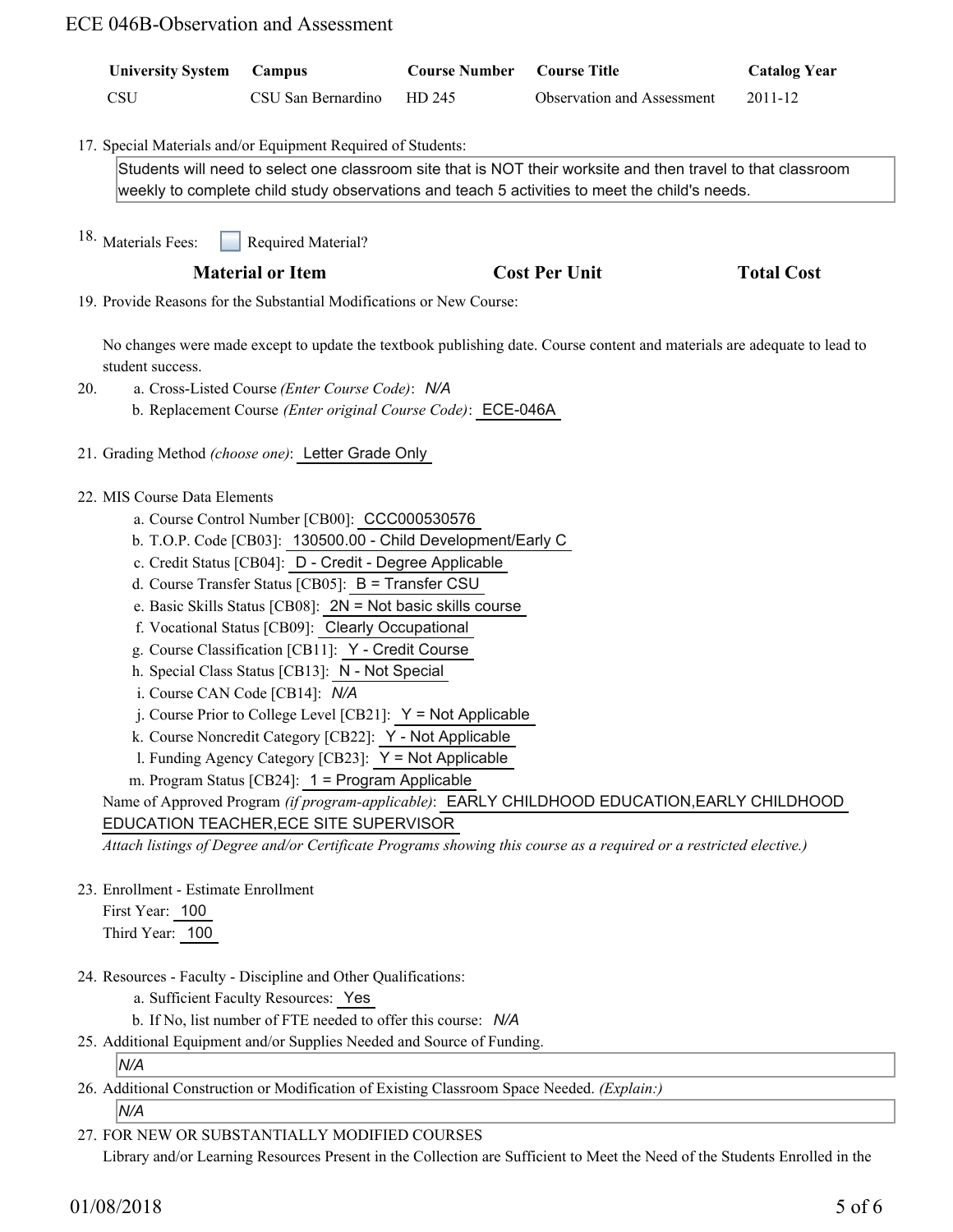| University System | Campus | Course Number | Course Title | Catalog Year |
|---|---|---|---|---|
| CSU | CSU San Bernardino | HD 245 | Observation and Assessment | 2011-12 |

17. Special Materials and/or Equipment Required of Students:

    Students will need to select one classroom site that is NOT their worksite and then travel to that classroom weekly to complete child study observations and teach 5 activities to meet the child's needs.

18. Materials Fees: ☐ Required Material?

| Material or Item | Cost Per Unit | Total Cost |
|---|---|---|

19. Provide Reasons for the Substantial Modifications or New Course:

    No changes were made except to update the textbook publishing date. Course content and materials are adequate to lead to student success.

20. a. Cross-Listed Course *(Enter Course Code)*: *N/A*
    b. Replacement Course *(Enter original Course Code)*: ECE-046A

21. Grading Method *(choose one)*: Letter Grade Only

22. MIS Course Data Elements
    a. Course Control Number [CB00]: CCC000530576
    b. T.O.P. Code [CB03]: 130500.00 - Child Development/Early C
    c. Credit Status [CB04]: D - Credit - Degree Applicable
    d. Course Transfer Status [CB05]: B = Transfer CSU
    e. Basic Skills Status [CB08]: 2N = Not basic skills course
    f. Vocational Status [CB09]: Clearly Occupational
    g. Course Classification [CB11]: Y - Credit Course
    h. Special Class Status [CB13]: N - Not Special
    i. Course CAN Code [CB14]: *N/A*
    j. Course Prior to College Level [CB21]: Y = Not Applicable
    k. Course Noncredit Category [CB22]: Y - Not Applicable
    l. Funding Agency Category [CB23]: Y = Not Applicable
    m. Program Status [CB24]: 1 = Program Applicable

    Name of Approved Program *(if program-applicable)*: EARLY CHILDHOOD EDUCATION,EARLY CHILDHOOD EDUCATION TEACHER,ECE SITE SUPERVISOR

    *Attach listings of Degree and/or Certificate Programs showing this course as a required or a restricted elective.)*

23. Enrollment - Estimate Enrollment
    First Year: 100
    Third Year: 100

24. Resources - Faculty - Discipline and Other Qualifications:
    a. Sufficient Faculty Resources: Yes
    b. If No, list number of FTE needed to offer this course: *N/A*

25. Additional Equipment and/or Supplies Needed and Source of Funding.

    *N/A*

26. Additional Construction or Modification of Existing Classroom Space Needed. *(Explain:)*

    *N/A*

27. FOR NEW OR SUBSTANTIALLY MODIFIED COURSES
    Library and/or Learning Resources Present in the Collection are Sufficient to Meet the Need of the Students Enrolled in the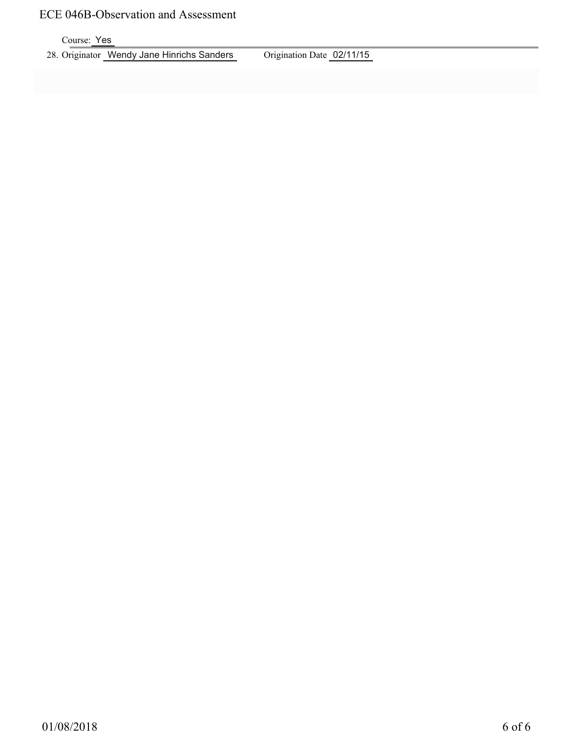Course: Yes

28. Originator Wendy Jane Hinrichs Sanders Origination Date 02/11/15